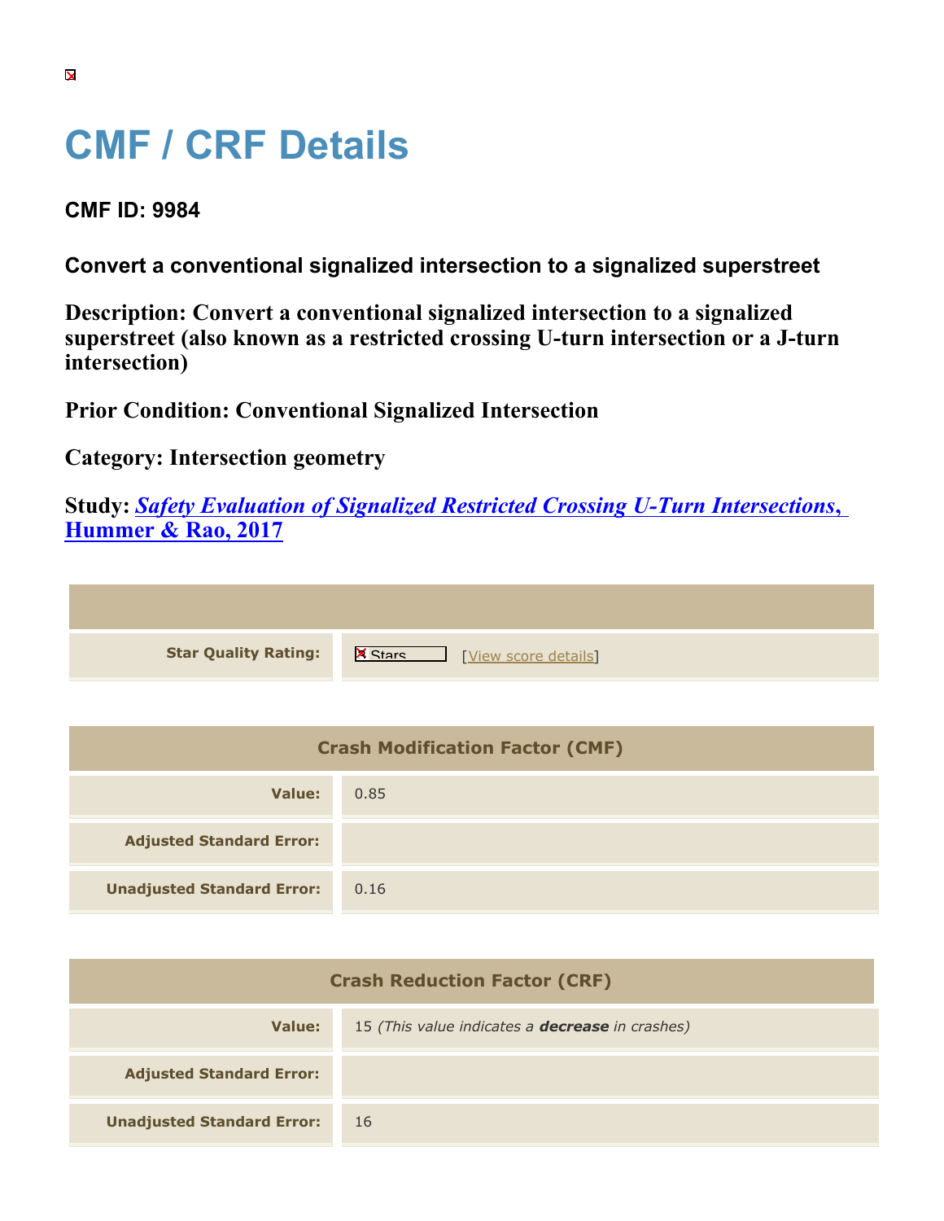# CMF / CRF Details

### CMF ID: 9984

### Convert a conventional signalized intersection to a signalized superstreet

**Description: Convert a conventional signalized intersection to a signalized superstreet (also known as a restricted crossing U-turn intersection or a J-turn intersection)**

**Prior Condition: Conventional Signalized Intersection**

**Category: Intersection geometry**

**Study: *Safety Evaluation of Signalized Restricted Crossing U-Turn Intersections, Hummer & Rao, 2017***

| | |
|---|---|
| **Star Quality Rating:** | Stars [View score details] |

| Crash Modification Factor (CMF) | |
|---|---|
| **Value:** | 0.85 |
| **Adjusted Standard Error:** | |
| **Unadjusted Standard Error:** | 0.16 |

| Crash Reduction Factor (CRF) | |
|---|---|
| **Value:** | 15 *(This value indicates a **decrease** in crashes)* |
| **Adjusted Standard Error:** | |
| **Unadjusted Standard Error:** | 16 |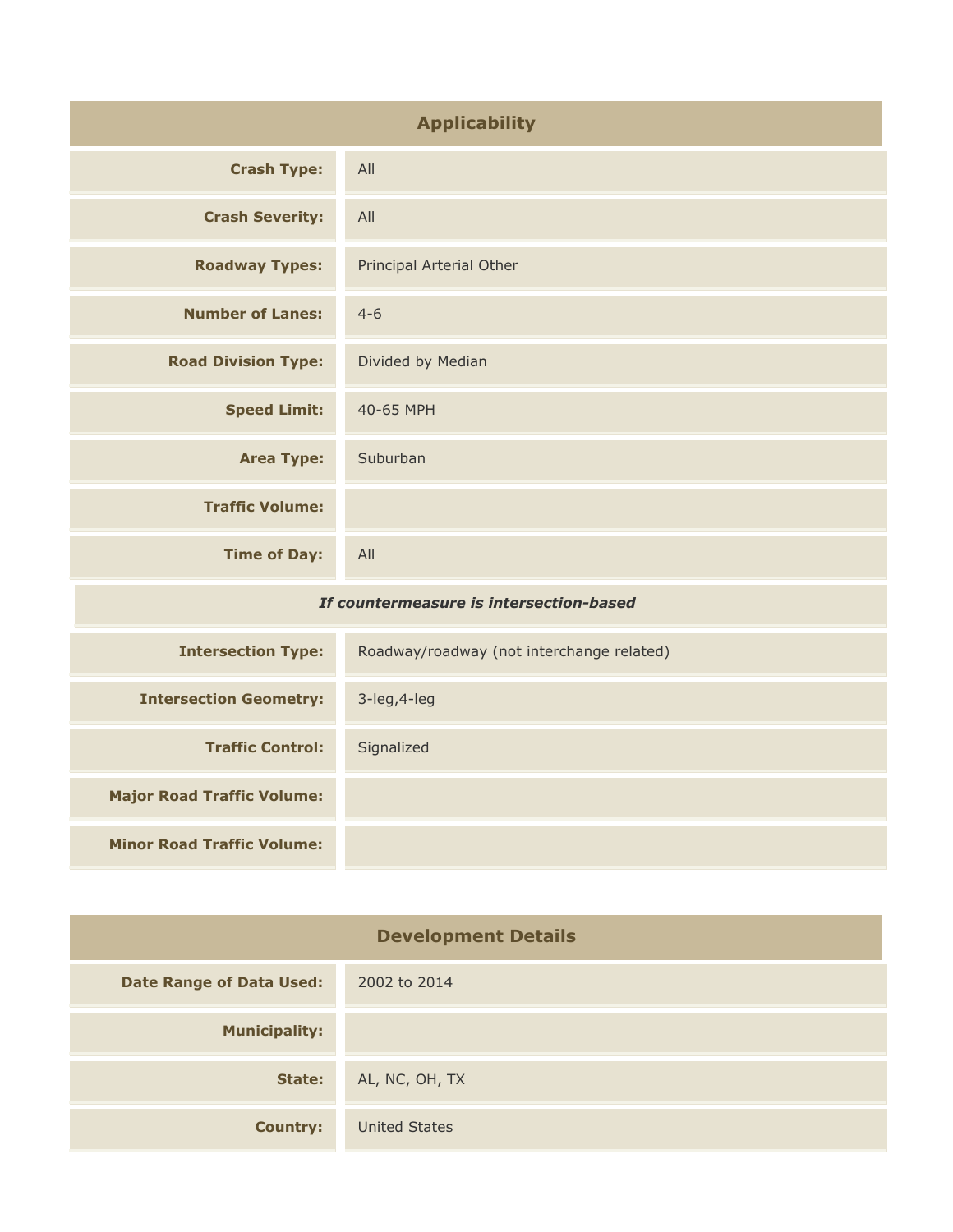## Applicability

| | |
|---|---|
| **Crash Type:** | All |
| **Crash Severity:** | All |
| **Roadway Types:** | Principal Arterial Other |
| **Number of Lanes:** | 4-6 |
| **Road Division Type:** | Divided by Median |
| **Speed Limit:** | 40-65 MPH |
| **Area Type:** | Suburban |
| **Traffic Volume:** | |
| **Time of Day:** | All |
| ***If countermeasure is intersection-based*** | |
| **Intersection Type:** | Roadway/roadway (not interchange related) |
| **Intersection Geometry:** | 3-leg,4-leg |
| **Traffic Control:** | Signalized |
| **Major Road Traffic Volume:** | |
| **Minor Road Traffic Volume:** | |

## Development Details

| | |
|---|---|
| **Date Range of Data Used:** | 2002 to 2014 |
| **Municipality:** | |
| **State:** | AL, NC, OH, TX |
| **Country:** | United States |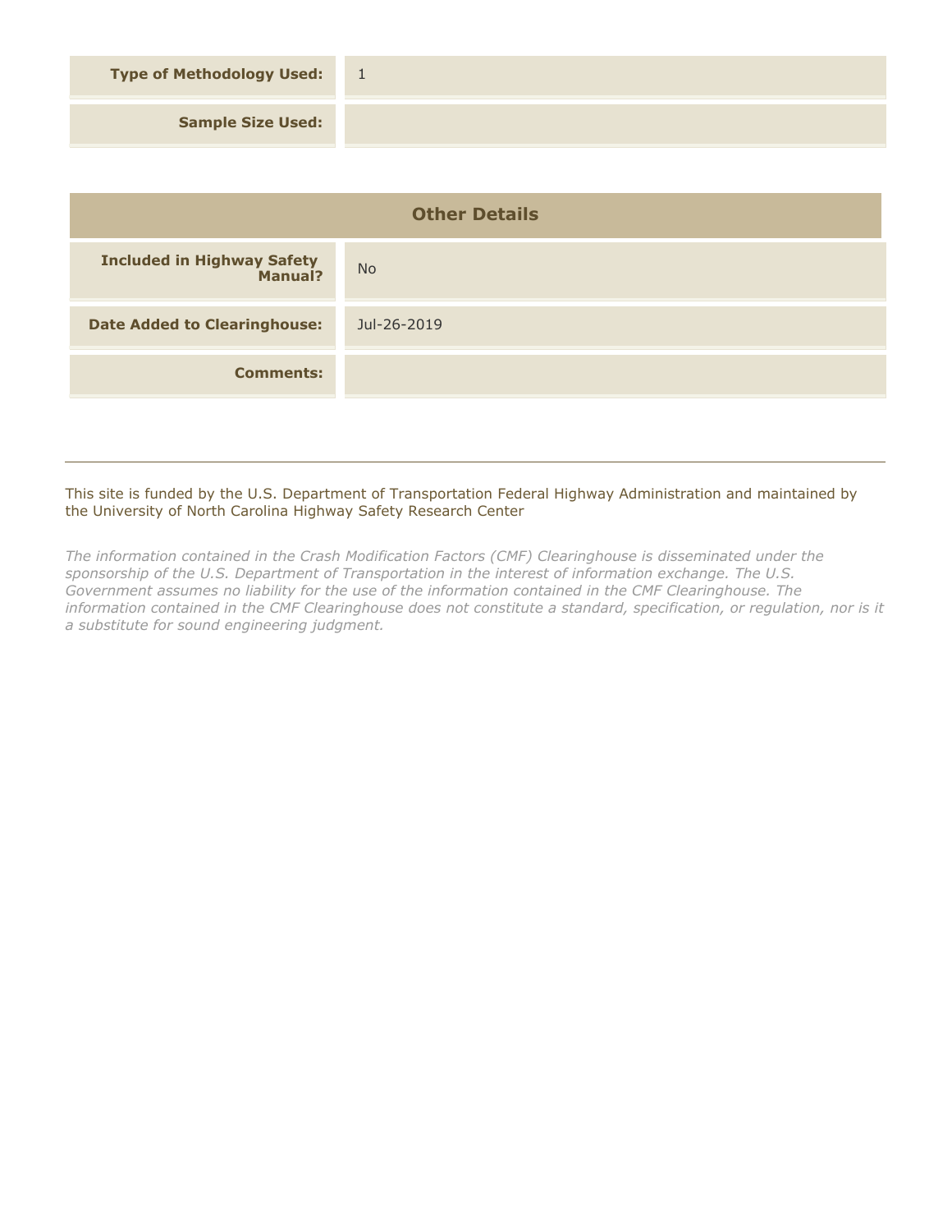| | |
|---|---|
| **Type of Methodology Used:** | 1 |
| **Sample Size Used:** | |

## Other Details

| | |
|---|---|
| **Included in Highway Safety Manual?** | No |
| **Date Added to Clearinghouse:** | Jul-26-2019 |
| **Comments:** | |

---

This site is funded by the U.S. Department of Transportation Federal Highway Administration and maintained by the University of North Carolina Highway Safety Research Center

*The information contained in the Crash Modification Factors (CMF) Clearinghouse is disseminated under the sponsorship of the U.S. Department of Transportation in the interest of information exchange. The U.S. Government assumes no liability for the use of the information contained in the CMF Clearinghouse. The information contained in the CMF Clearinghouse does not constitute a standard, specification, or regulation, nor is it a substitute for sound engineering judgment.*